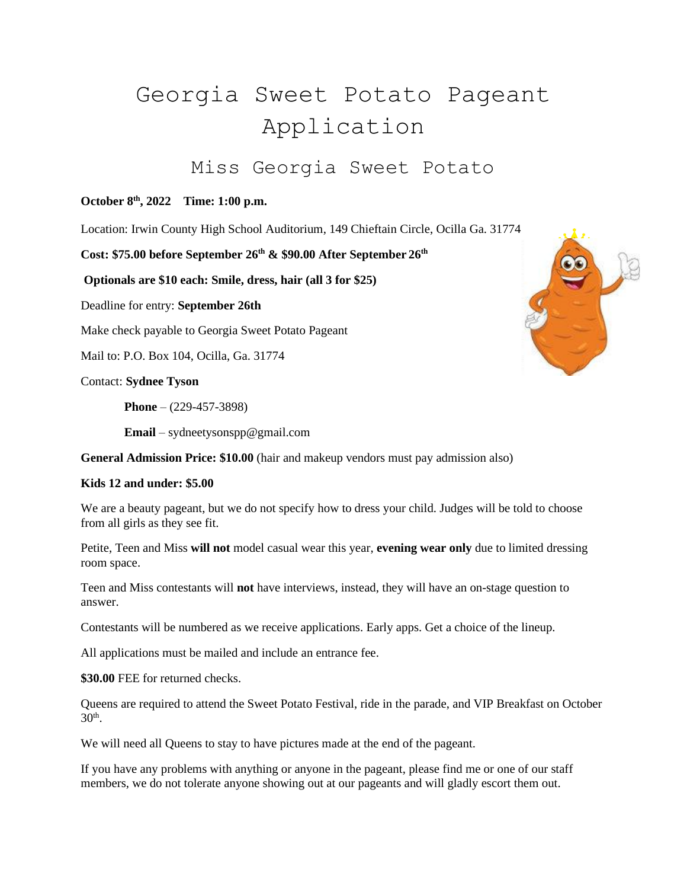# Georgia Sweet Potato Pageant Application

## Miss Georgia Sweet Potato

**October 8th, 2022 Time: 1:00 p.m.**

Location: Irwin County High School Auditorium, 149 Chieftain Circle, Ocilla Ga. 31774

**Cost: $75.00 before September 26th & $90.00 After September 26th**

**Optionals are $10 each: Smile, dress, hair (all 3 for $25)**

Deadline for entry: **September 26th**

Make check payable to Georgia Sweet Potato Pageant

Mail to: P.O. Box 104, Ocilla, Ga. 31774

Contact: **Sydnee Tyson**

**Phone** – (229-457-3898)

**Email** – sydneetysonspp@gmail.com

**General Admission Price: $10.00** (hair and makeup vendors must pay admission also)

**Kids 12 and under: $5.00**

We are a beauty pageant, but we do not specify how to dress your child. Judges will be told to choose from all girls as they see fit.

Petite, Teen and Miss **will not** model casual wear this year, **evening wear only** due to limited dressing room space.

Teen and Miss contestants will **not** have interviews, instead, they will have an on-stage question to answer.

Contestants will be numbered as we receive applications. Early apps. Get a choice of the lineup.

All applications must be mailed and include an entrance fee.

**$30.00** FEE for returned checks.

Queens are required to attend the Sweet Potato Festival, ride in the parade, and VIP Breakfast on October 30th.

We will need all Queens to stay to have pictures made at the end of the pageant.

If you have any problems with anything or anyone in the pageant, please find me or one of our staff members, we do not tolerate anyone showing out at our pageants and will gladly escort them out.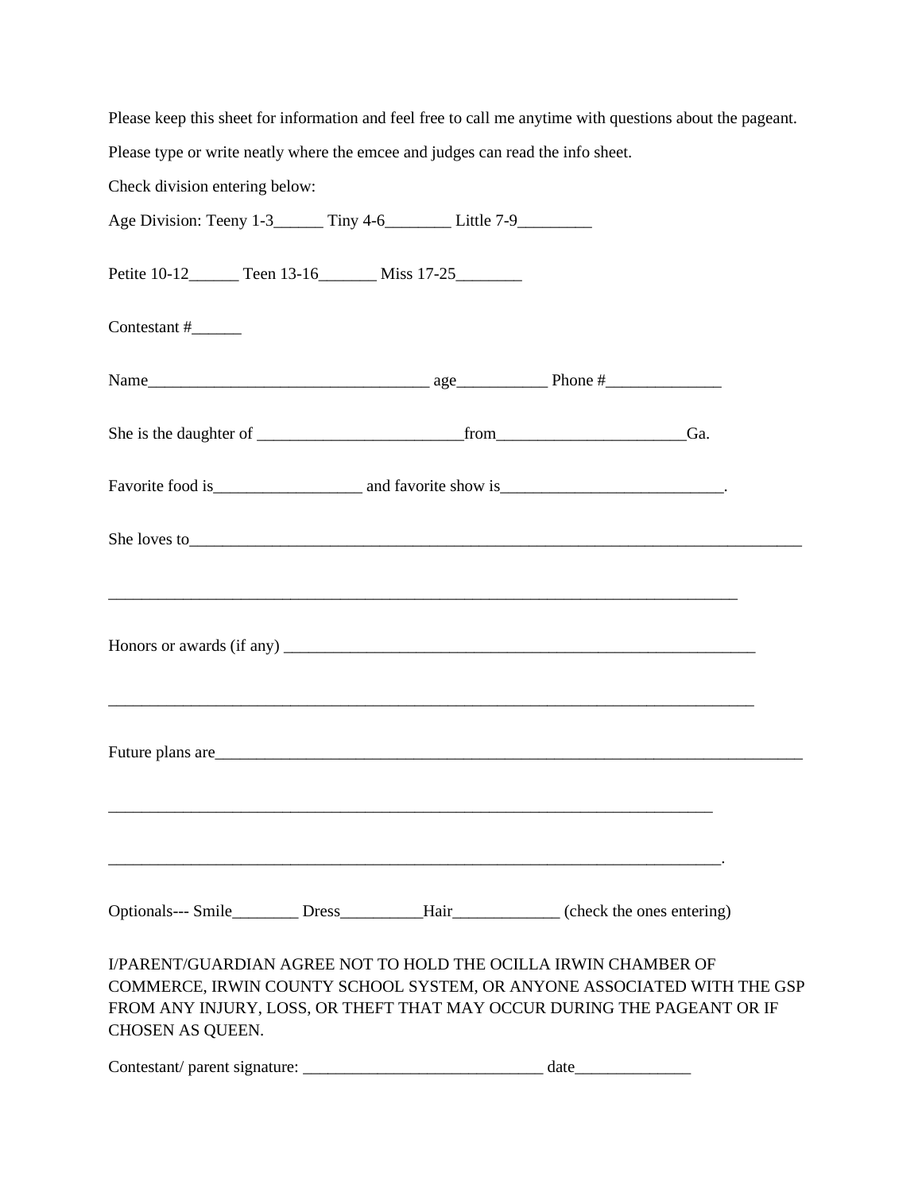Please keep this sheet for information and feel free to call me anytime with questions about the pageant.

Please type or write neatly where the emcee and judges can read the info sheet.

Check division entering below:

Age Division: Teeny 1-3______ Tiny 4-6________ Little 7-9_________

Petite 10-12______ Teen 13-16_______ Miss 17-25________

Contestant #______

Name__________________________________ age___________ Phone #______________

She is the daughter of _________________________from_______________________Ga.

Favorite food is__________________ and favorite show is___________________________.

She loves to______________________________________________________________________________

________________________________________________________________________________

Honors or awards (if any) ____________________________________________________________

________________________________________________________________________________

Future plans are___________________________________________________________________________

________________________________________________________________________________

________________________________________________________________________________.

Optionals--- Smile________ Dress__________Hair_____________ (check the ones entering)

I/PARENT/GUARDIAN AGREE NOT TO HOLD THE OCILLA IRWIN CHAMBER OF COMMERCE, IRWIN COUNTY SCHOOL SYSTEM, OR ANYONE ASSOCIATED WITH THE GSP FROM ANY INJURY, LOSS, OR THEFT THAT MAY OCCUR DURING THE PAGEANT OR IF CHOSEN AS QUEEN.

Contestant/ parent signature: _____________________________ date______________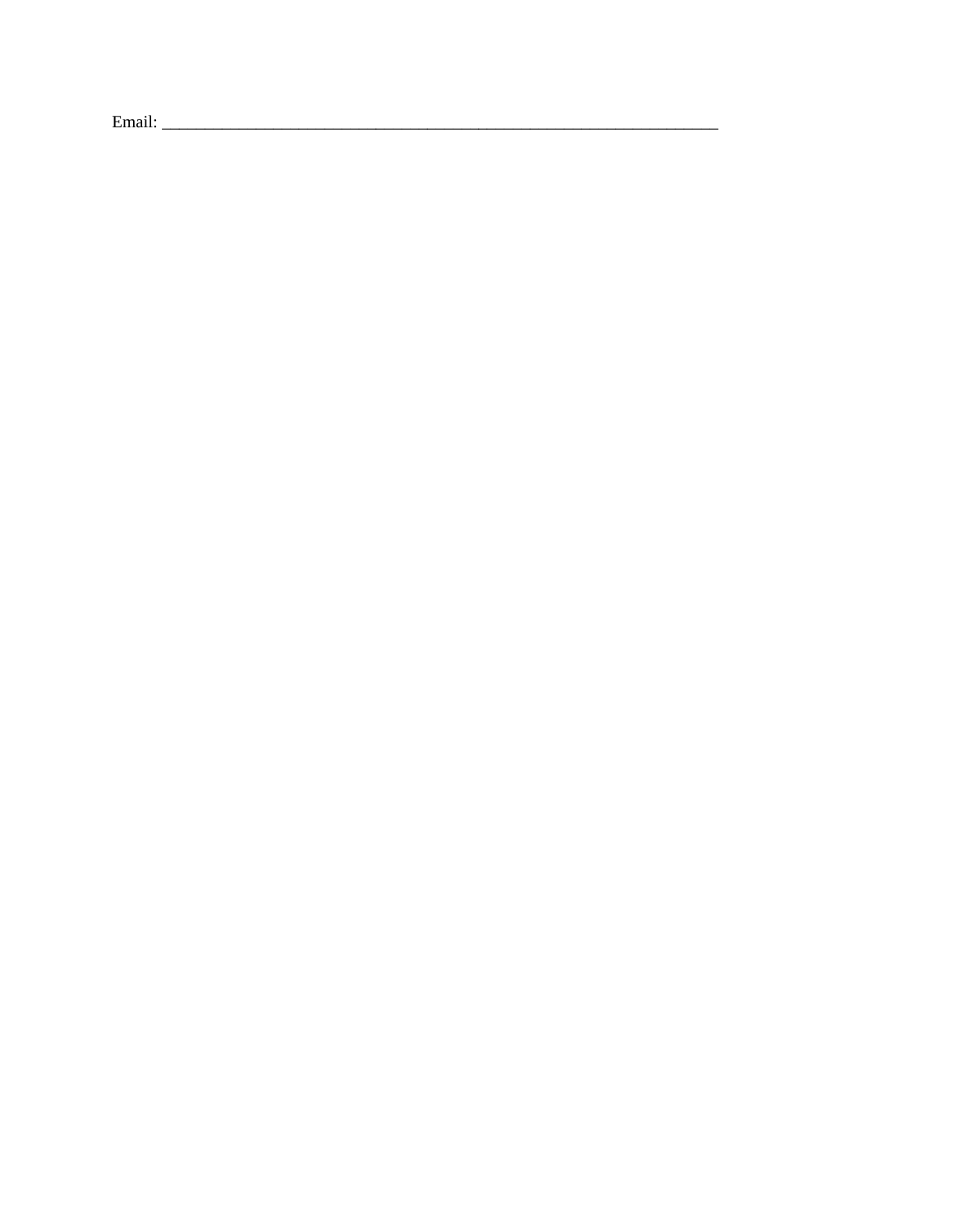Email: ______________________________________________________________________